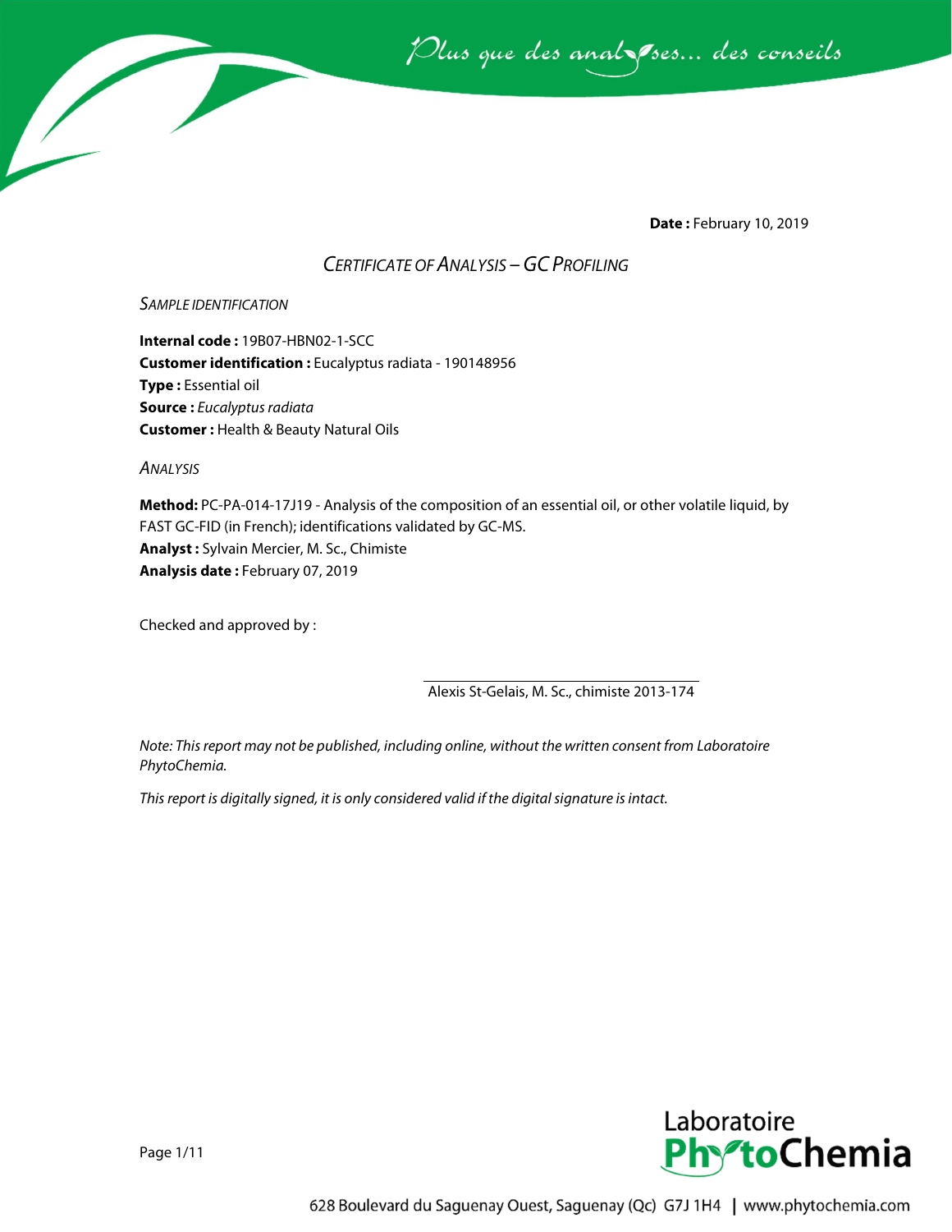**Date :** February 10, 2019

# *Certificate of Analysis – GC Profiling*

## *Sample Identification*

**Internal code :** 19B07-HBN02-1-SCC
**Customer identification :** Eucalyptus radiata - 190148956
**Type :** Essential oil
**Source :** *Eucalyptus radiata*
**Customer :** Health & Beauty Natural Oils

## *Analysis*

**Method:** PC-PA-014-17J19 - Analysis of the composition of an essential oil, or other volatile liquid, by FAST GC-FID (in French); identifications validated by GC-MS.
**Analyst :** Sylvain Mercier, M. Sc., Chimiste
**Analysis date :** February 07, 2019

Checked and approved by :

Alexis St-Gelais, M. Sc., chimiste 2013-174

*Note: This report may not be published, including online, without the written consent from Laboratoire PhytoChemia.*

*This report is digitally signed, it is only considered valid if the digital signature is intact.*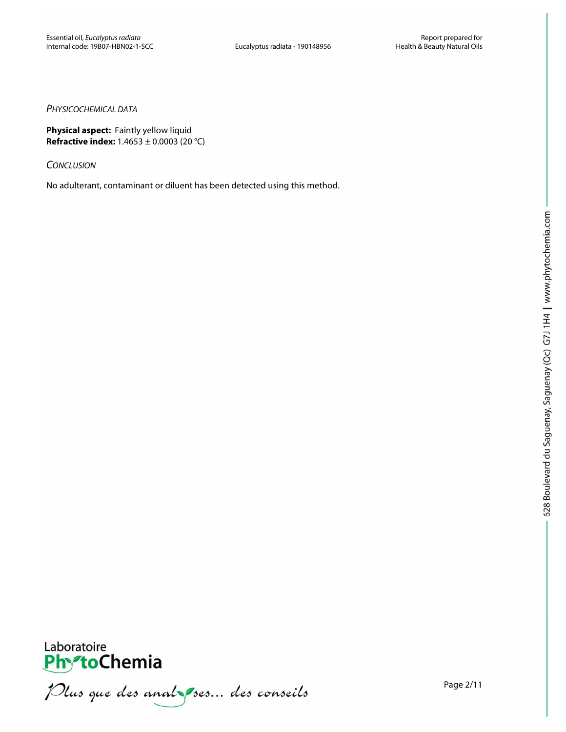*Physicochemical data*

**Physical aspect:** Faintly yellow liquid
**Refractive index:** 1.4653 ± 0.0003 (20 °C)

*Conclusion*

No adulterant, contaminant or diluent has been detected using this method.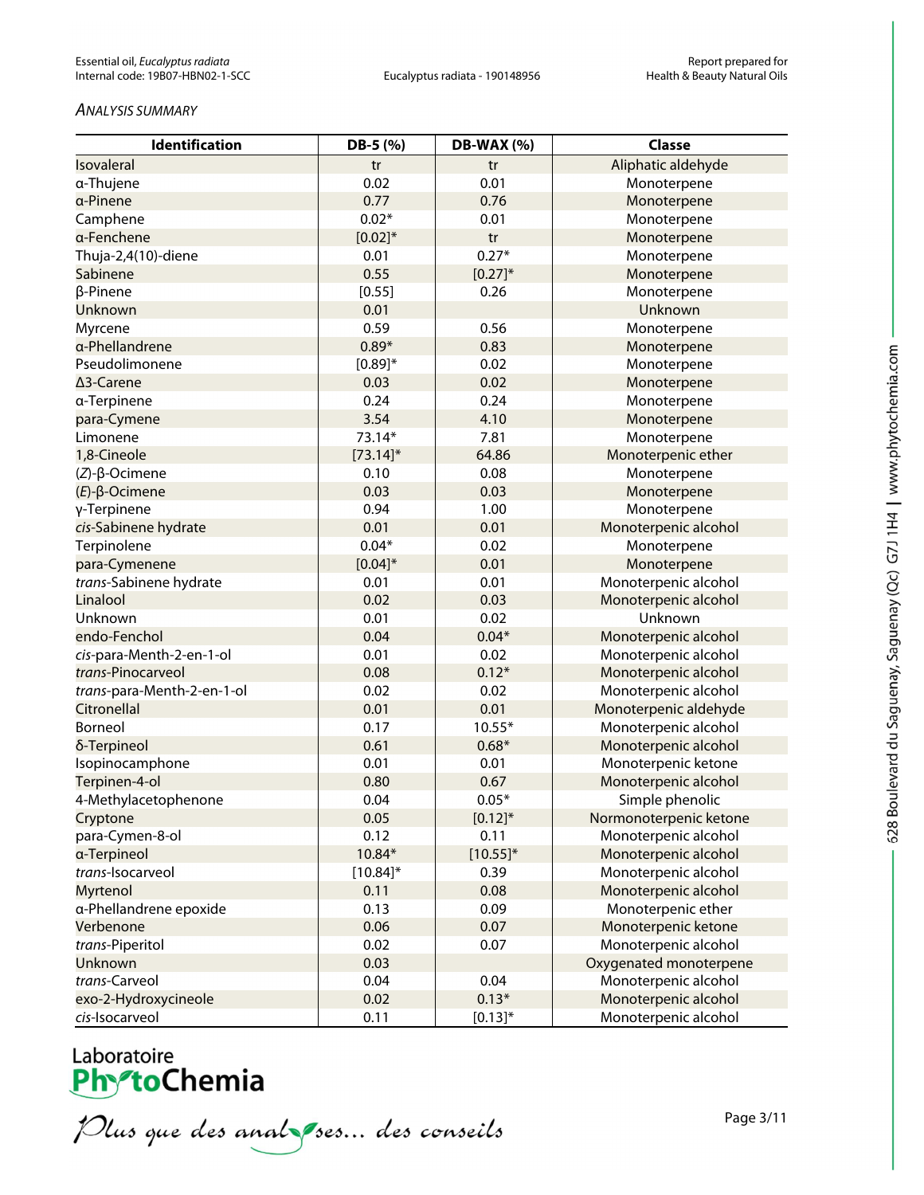*ANALYSIS SUMMARY*

| Identification | DB-5 (%) | DB-WAX (%) | Classe |
|---|---|---|---|
| Isovaleral | tr | tr | Aliphatic aldehyde |
| α-Thujene | 0.02 | 0.01 | Monoterpene |
| α-Pinene | 0.77 | 0.76 | Monoterpene |
| Camphene | 0.02* | 0.01 | Monoterpene |
| α-Fenchene | [0.02]* | tr | Monoterpene |
| Thuja-2,4(10)-diene | 0.01 | 0.27* | Monoterpene |
| Sabinene | 0.55 | [0.27]* | Monoterpene |
| β-Pinene | [0.55] | 0.26 | Monoterpene |
| Unknown | 0.01 | | Unknown |
| Myrcene | 0.59 | 0.56 | Monoterpene |
| α-Phellandrene | 0.89* | 0.83 | Monoterpene |
| Pseudolimonene | [0.89]* | 0.02 | Monoterpene |
| Δ3-Carene | 0.03 | 0.02 | Monoterpene |
| α-Terpinene | 0.24 | 0.24 | Monoterpene |
| para-Cymene | 3.54 | 4.10 | Monoterpene |
| Limonene | 73.14* | 7.81 | Monoterpene |
| 1,8-Cineole | [73.14]* | 64.86 | Monoterpenic ether |
| (*Z*)-β-Ocimene | 0.10 | 0.08 | Monoterpene |
| (*E*)-β-Ocimene | 0.03 | 0.03 | Monoterpene |
| γ-Terpinene | 0.94 | 1.00 | Monoterpene |
| *cis*-Sabinene hydrate | 0.01 | 0.01 | Monoterpenic alcohol |
| Terpinolene | 0.04* | 0.02 | Monoterpene |
| para-Cymenene | [0.04]* | 0.01 | Monoterpene |
| *trans*-Sabinene hydrate | 0.01 | 0.01 | Monoterpenic alcohol |
| Linalool | 0.02 | 0.03 | Monoterpenic alcohol |
| Unknown | 0.01 | 0.02 | Unknown |
| endo-Fenchol | 0.04 | 0.04* | Monoterpenic alcohol |
| *cis*-para-Menth-2-en-1-ol | 0.01 | 0.02 | Monoterpenic alcohol |
| *trans*-Pinocarveol | 0.08 | 0.12* | Monoterpenic alcohol |
| *trans*-para-Menth-2-en-1-ol | 0.02 | 0.02 | Monoterpenic alcohol |
| Citronellal | 0.01 | 0.01 | Monoterpenic aldehyde |
| Borneol | 0.17 | 10.55* | Monoterpenic alcohol |
| δ-Terpineol | 0.61 | 0.68* | Monoterpenic alcohol |
| Isopinocamphone | 0.01 | 0.01 | Monoterpenic ketone |
| Terpinen-4-ol | 0.80 | 0.67 | Monoterpenic alcohol |
| 4-Methylacetophenone | 0.04 | 0.05* | Simple phenolic |
| Cryptone | 0.05 | [0.12]* | Normonoterpenic ketone |
| para-Cymen-8-ol | 0.12 | 0.11 | Monoterpenic alcohol |
| α-Terpineol | 10.84* | [10.55]* | Monoterpenic alcohol |
| *trans*-Isocarveol | [10.84]* | 0.39 | Monoterpenic alcohol |
| Myrtenol | 0.11 | 0.08 | Monoterpenic alcohol |
| α-Phellandrene epoxide | 0.13 | 0.09 | Monoterpenic ether |
| Verbenone | 0.06 | 0.07 | Monoterpenic ketone |
| *trans*-Piperitol | 0.02 | 0.07 | Monoterpenic alcohol |
| Unknown | 0.03 | | Oxygenated monoterpene |
| *trans*-Carveol | 0.04 | 0.04 | Monoterpenic alcohol |
| exo-2-Hydroxycineole | 0.02 | 0.13* | Monoterpenic alcohol |
| *cis*-Isocarveol | 0.11 | [0.13]* | Monoterpenic alcohol |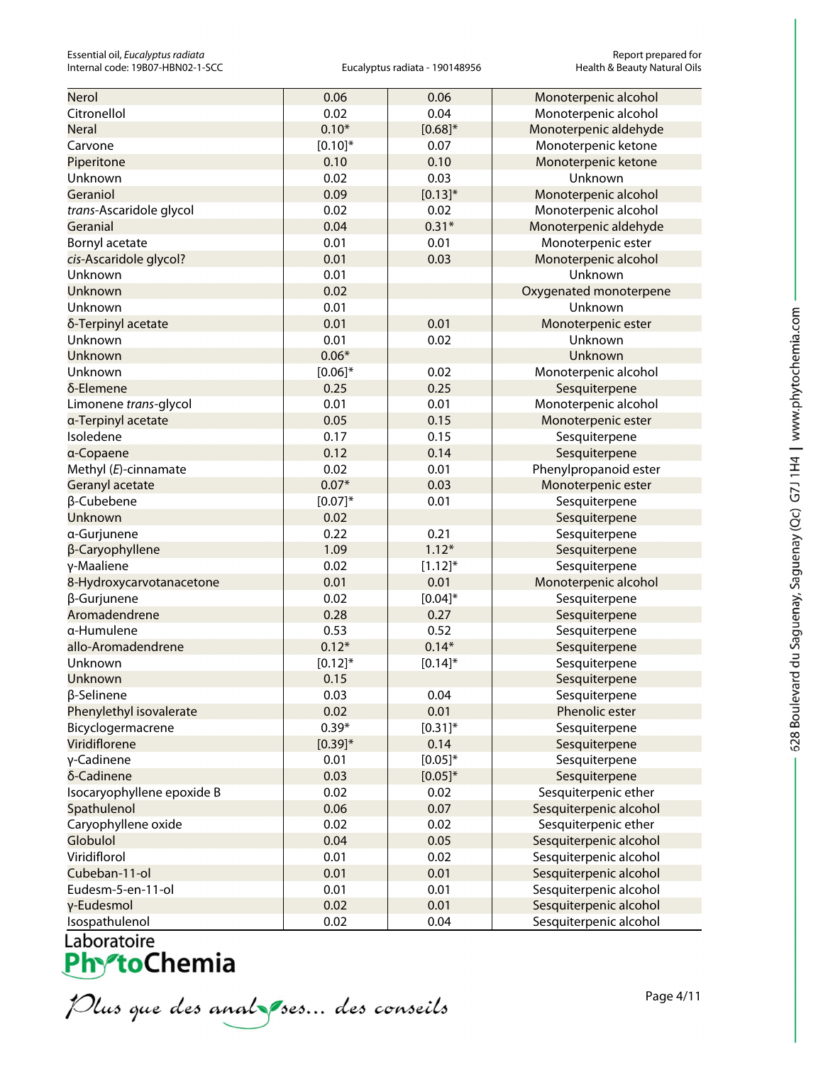| Nerol | 0.06 | 0.06 | Monoterpenic alcohol |
|---|---|---|---|
| Citronellol | 0.02 | 0.04 | Monoterpenic alcohol |
| Neral | 0.10* | [0.68]* | Monoterpenic aldehyde |
| Carvone | [0.10]* | 0.07 | Monoterpenic ketone |
| Piperitone | 0.10 | 0.10 | Monoterpenic ketone |
| Unknown | 0.02 | 0.03 | Unknown |
| Geraniol | 0.09 | [0.13]* | Monoterpenic alcohol |
| *trans*-Ascaridole glycol | 0.02 | 0.02 | Monoterpenic alcohol |
| Geranial | 0.04 | 0.31* | Monoterpenic aldehyde |
| Bornyl acetate | 0.01 | 0.01 | Monoterpenic ester |
| *cis*-Ascaridole glycol? | 0.01 | 0.03 | Monoterpenic alcohol |
| Unknown | 0.01 | | Unknown |
| Unknown | 0.02 | | Oxygenated monoterpene |
| Unknown | 0.01 | | Unknown |
| δ-Terpinyl acetate | 0.01 | 0.01 | Monoterpenic ester |
| Unknown | 0.01 | 0.02 | Unknown |
| Unknown | 0.06* | | Unknown |
| Unknown | [0.06]* | 0.02 | Monoterpenic alcohol |
| δ-Elemene | 0.25 | 0.25 | Sesquiterpene |
| Limonene *trans*-glycol | 0.01 | 0.01 | Monoterpenic alcohol |
| α-Terpinyl acetate | 0.05 | 0.15 | Monoterpenic ester |
| Isoledene | 0.17 | 0.15 | Sesquiterpene |
| α-Copaene | 0.12 | 0.14 | Sesquiterpene |
| Methyl (*E*)-cinnamate | 0.02 | 0.01 | Phenylpropanoid ester |
| Geranyl acetate | 0.07* | 0.03 | Monoterpenic ester |
| β-Cubebene | [0.07]* | 0.01 | Sesquiterpene |
| Unknown | 0.02 | | Sesquiterpene |
| α-Gurjunene | 0.22 | 0.21 | Sesquiterpene |
| β-Caryophyllene | 1.09 | 1.12* | Sesquiterpene |
| γ-Maaliene | 0.02 | [1.12]* | Sesquiterpene |
| 8-Hydroxycarvotanacetone | 0.01 | 0.01 | Monoterpenic alcohol |
| β-Gurjunene | 0.02 | [0.04]* | Sesquiterpene |
| Aromadendrene | 0.28 | 0.27 | Sesquiterpene |
| α-Humulene | 0.53 | 0.52 | Sesquiterpene |
| allo-Aromadendrene | 0.12* | 0.14* | Sesquiterpene |
| Unknown | [0.12]* | [0.14]* | Sesquiterpene |
| Unknown | 0.15 | | Sesquiterpene |
| β-Selinene | 0.03 | 0.04 | Sesquiterpene |
| Phenylethyl isovalerate | 0.02 | 0.01 | Phenolic ester |
| Bicyclogermacrene | 0.39* | [0.31]* | Sesquiterpene |
| Viridiflorene | [0.39]* | 0.14 | Sesquiterpene |
| γ-Cadinene | 0.01 | [0.05]* | Sesquiterpene |
| δ-Cadinene | 0.03 | [0.05]* | Sesquiterpene |
| Isocaryophyllene epoxide B | 0.02 | 0.02 | Sesquiterpenic ether |
| Spathulenol | 0.06 | 0.07 | Sesquiterpenic alcohol |
| Caryophyllene oxide | 0.02 | 0.02 | Sesquiterpenic ether |
| Globulol | 0.04 | 0.05 | Sesquiterpenic alcohol |
| Viridiflorol | 0.01 | 0.02 | Sesquiterpenic alcohol |
| Cubeban-11-ol | 0.01 | 0.01 | Sesquiterpenic alcohol |
| Eudesm-5-en-11-ol | 0.01 | 0.01 | Sesquiterpenic alcohol |
| γ-Eudesmol | 0.02 | 0.01 | Sesquiterpenic alcohol |
| Isospathulenol | 0.02 | 0.04 | Sesquiterpenic alcohol |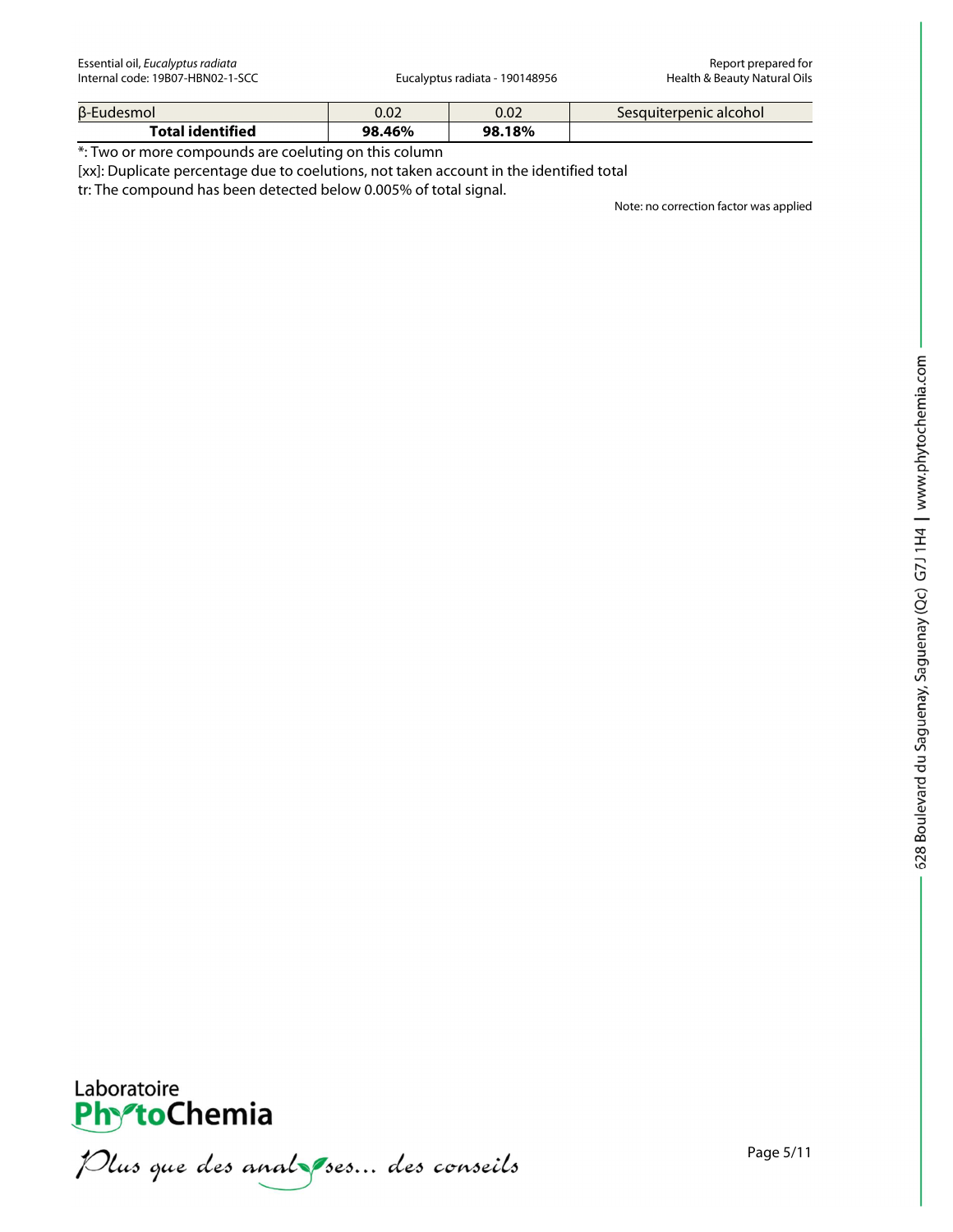| | | | |
|---|---|---|---|
| β-Eudesmol | 0.02 | 0.02 | Sesquiterpenic alcohol |
| **Total identified** | **98.46%** | **98.18%** | |

*: Two or more compounds are coeluting on this column

[xx]: Duplicate percentage due to coelutions, not taken account in the identified total

tr: The compound has been detected below 0.005% of total signal.

Note: no correction factor was applied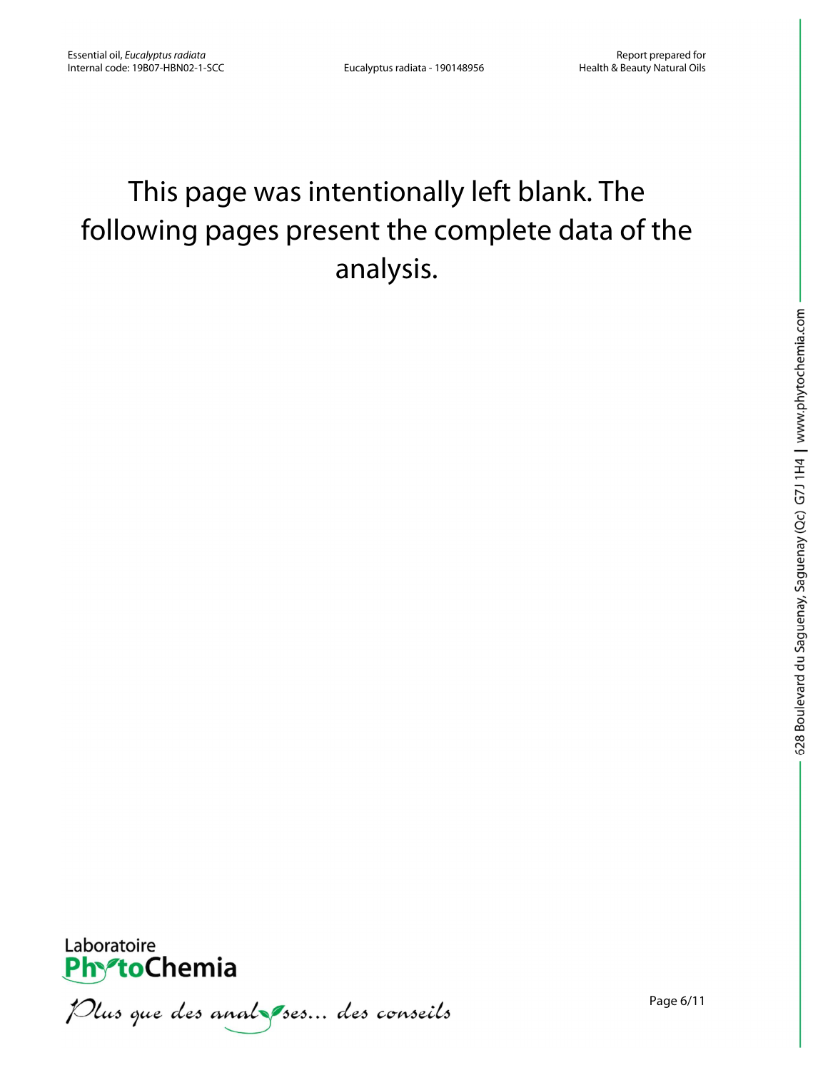This page was intentionally left blank. The following pages present the complete data of the analysis.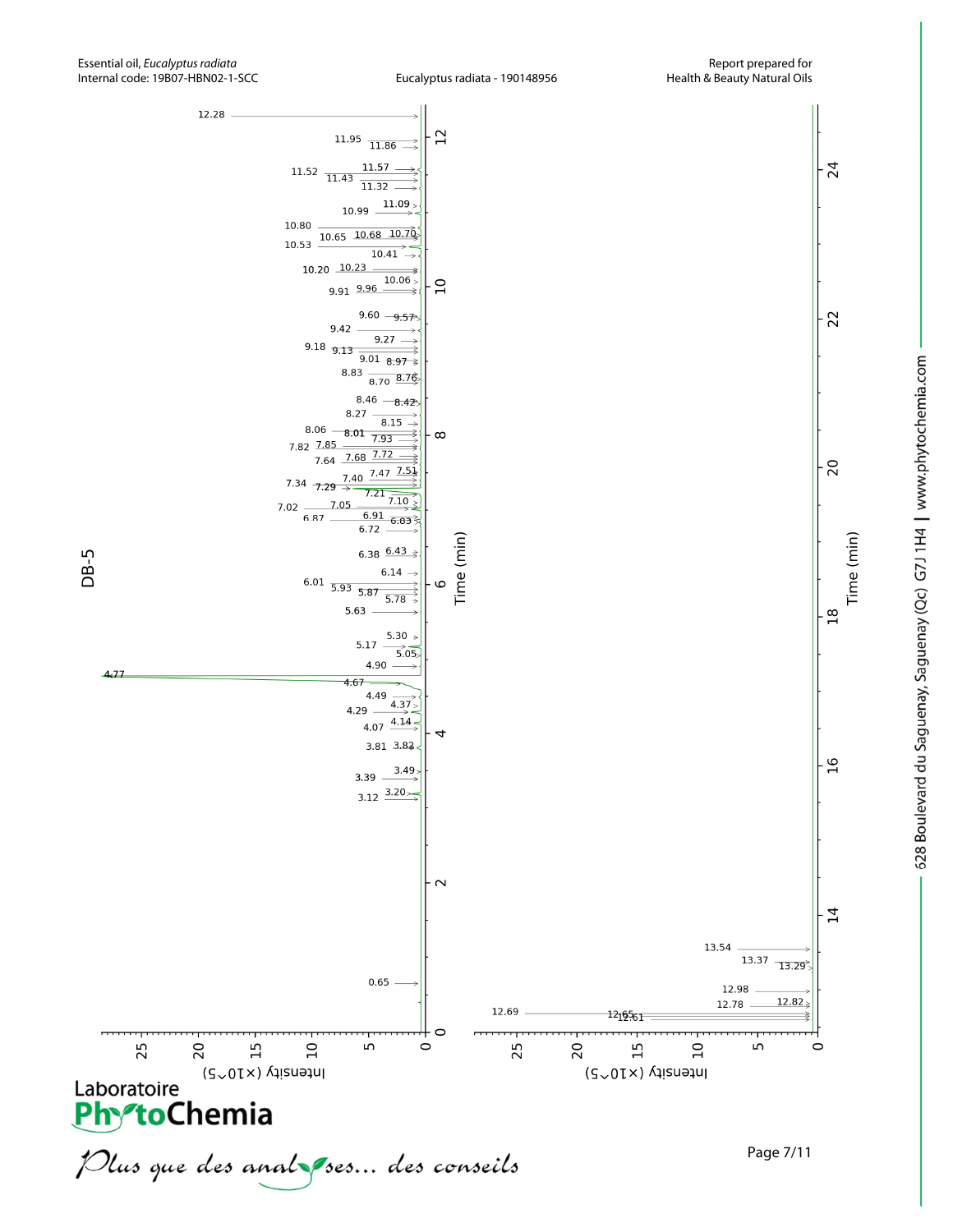DB-5

12.28

11.95
11.86

11.57
11.52
11.43
11.32

11.09
10.99

10.80
10.65 10.68 10.70
10.53
10.41

10.20 10.23
10.06
9.91 9.96

9.60 9.57
9.42
9.27
9.18 9.13
9.01 8.97
8.83
8.70 8.76

8.46 8.42
8.27
8.15
8.06 8.01
7.93
7.82 7.85
7.72
7.64 7.68
7.47 7.51
7.40
7.34 7.29
7.21
7.10
7.02 7.05
6.91
6.87 6.83
6.72

6.38 6.43
6.14
6.01
5.93 5.87
5.78
5.63

5.30
5.17
5.05
4.90
4.77
4.67

4.49
4.37
4.29
4.14
4.07

3.81 3.82

3.49
3.39
3.20
3.12

0.65

Time (min)

Intensity (×10^5)

13.54
13.37
13.29

12.98
12.82
12.78
12.69
12.65 12.61

Time (min)

Intensity (×10^5)

628 Boulevard du Saguenay, Saguenay (Qc) G7J 1H4 | www.phytochemia.com

Laboratoire PhytoChemia

*Plus que des analyses... des conseils*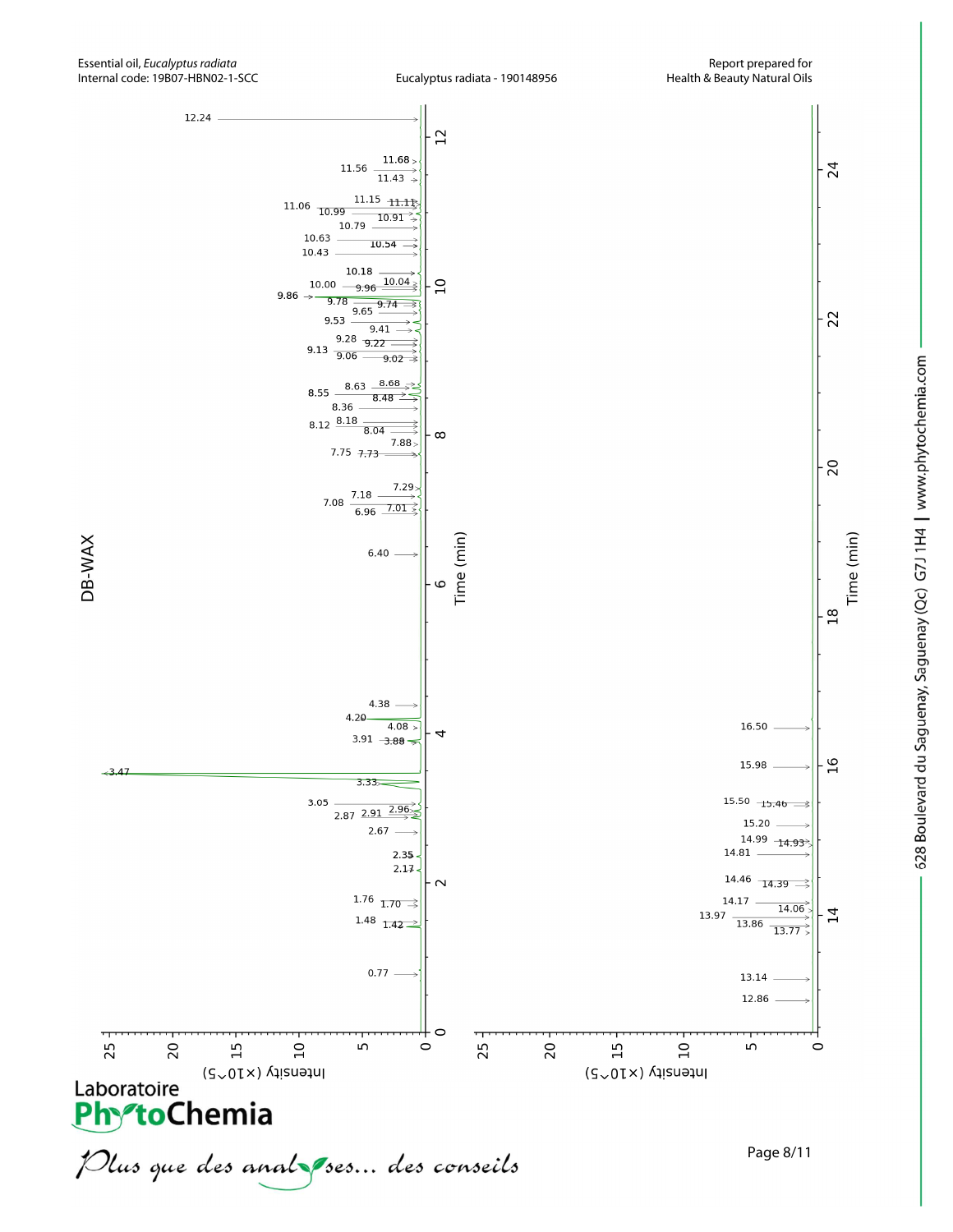Essential oil, *Eucalyptus radiata*
Internal code: 19B07-HBN02-1-SCC

Eucalyptus radiata - 190148956

Report prepared for
Health & Beauty Natural Oils

DB-WAX

Peak retention times (min): 0.77, 1.42, 1.48, 1.70, 1.76, 2.17, 2.35, 2.67, 2.87, 2.91, 2.96, 3.05, 3.33, 3.47, 3.88, 3.91, 4.08, 4.20, 4.38, 6.40, 6.96, 7.01, 7.08, 7.18, 7.29, 7.73, 7.75, 7.88, 8.04, 8.12, 8.18, 8.36, 8.48, 8.55, 8.63, 8.68, 9.02, 9.06, 9.13, 9.22, 9.28, 9.41, 9.53, 9.65, 9.74, 9.78, 9.86, 9.96, 10.00, 10.04, 10.18, 10.43, 10.54, 10.63, 10.79, 10.91, 10.99, 11.06, 11.11, 11.15, 11.43, 11.56, 11.68, 12.24, 12.86, 13.14, 13.77, 13.86, 13.97, 14.06, 14.17, 14.39, 14.46, 14.81, 14.93, 14.99, 15.20, 15.46, 15.50, 15.98, 16.50

Time (min)

Intensity (×10^5)

Laboratoire PhytoChemia

*Plus que des analyses... des conseils*

628 Boulevard du Saguenay, Saguenay (Qc) G7J 1H4 | www.phytochemia.com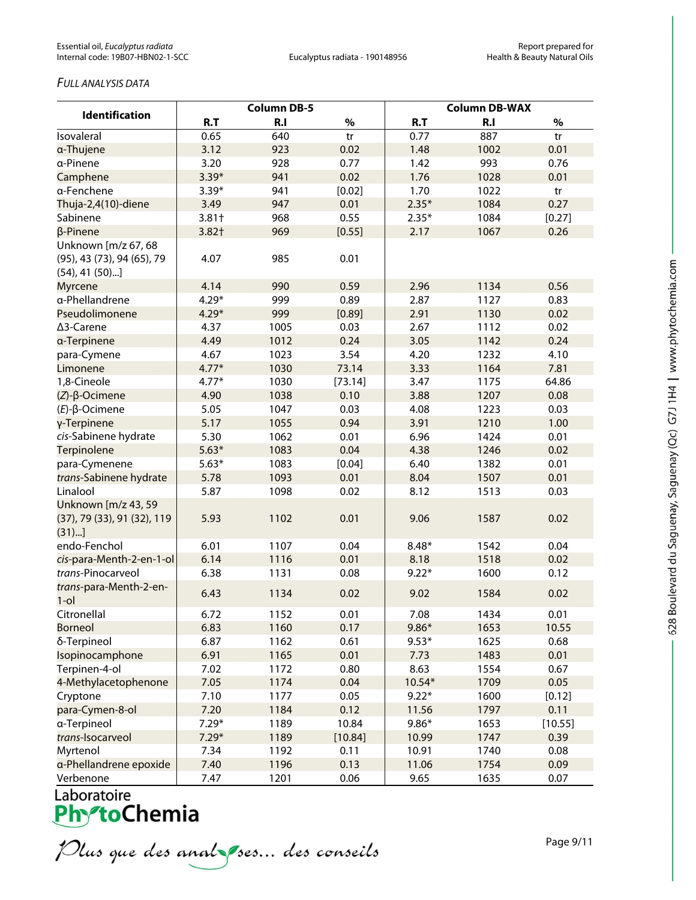*FULL ANALYSIS DATA*

| Identification | Column DB-5 | | | Column DB-WAX | | |
|---|---|---|---|---|---|---|
| | R.T | R.I | % | R.T | R.I | % |
| Isovaleral | 0.65 | 640 | tr | 0.77 | 887 | tr |
| α-Thujene | 3.12 | 923 | 0.02 | 1.48 | 1002 | 0.01 |
| α-Pinene | 3.20 | 928 | 0.77 | 1.42 | 993 | 0.76 |
| Camphene | 3.39* | 941 | 0.02 | 1.76 | 1028 | 0.01 |
| α-Fenchene | 3.39* | 941 | [0.02] | 1.70 | 1022 | tr |
| Thuja-2,4(10)-diene | 3.49 | 947 | 0.01 | 2.35* | 1084 | 0.27 |
| Sabinene | 3.81† | 968 | 0.55 | 2.35* | 1084 | [0.27] |
| β-Pinene | 3.82† | 969 | [0.55] | 2.17 | 1067 | 0.26 |
| Unknown [m/z 67, 68 (95), 43 (73), 94 (65), 79 (54), 41 (50)...] | 4.07 | 985 | 0.01 | | | |
| Myrcene | 4.14 | 990 | 0.59 | 2.96 | 1134 | 0.56 |
| α-Phellandrene | 4.29* | 999 | 0.89 | 2.87 | 1127 | 0.83 |
| Pseudolimonene | 4.29* | 999 | [0.89] | 2.91 | 1130 | 0.02 |
| Δ3-Carene | 4.37 | 1005 | 0.03 | 2.67 | 1112 | 0.02 |
| α-Terpinene | 4.49 | 1012 | 0.24 | 3.05 | 1142 | 0.24 |
| para-Cymene | 4.67 | 1023 | 3.54 | 4.20 | 1232 | 4.10 |
| Limonene | 4.77* | 1030 | 73.14 | 3.33 | 1164 | 7.81 |
| 1,8-Cineole | 4.77* | 1030 | [73.14] | 3.47 | 1175 | 64.86 |
| (*Z*)-β-Ocimene | 4.90 | 1038 | 0.10 | 3.88 | 1207 | 0.08 |
| (*E*)-β-Ocimene | 5.05 | 1047 | 0.03 | 4.08 | 1223 | 0.03 |
| γ-Terpinene | 5.17 | 1055 | 0.94 | 3.91 | 1210 | 1.00 |
| *cis*-Sabinene hydrate | 5.30 | 1062 | 0.01 | 6.96 | 1424 | 0.01 |
| Terpinolene | 5.63* | 1083 | 0.04 | 4.38 | 1246 | 0.02 |
| para-Cymenene | 5.63* | 1083 | [0.04] | 6.40 | 1382 | 0.01 |
| *trans*-Sabinene hydrate | 5.78 | 1093 | 0.01 | 8.04 | 1507 | 0.01 |
| Linalool | 5.87 | 1098 | 0.02 | 8.12 | 1513 | 0.03 |
| Unknown [m/z 43, 59 (37), 79 (33), 91 (32), 119 (31)...] | 5.93 | 1102 | 0.01 | 9.06 | 1587 | 0.02 |
| endo-Fenchol | 6.01 | 1107 | 0.04 | 8.48* | 1542 | 0.04 |
| *cis*-para-Menth-2-en-1-ol | 6.14 | 1116 | 0.01 | 8.18 | 1518 | 0.02 |
| *trans*-Pinocarveol | 6.38 | 1131 | 0.08 | 9.22* | 1600 | 0.12 |
| *trans*-para-Menth-2-en-1-ol | 6.43 | 1134 | 0.02 | 9.02 | 1584 | 0.02 |
| Citronellal | 6.72 | 1152 | 0.01 | 7.08 | 1434 | 0.01 |
| Borneol | 6.83 | 1160 | 0.17 | 9.86* | 1653 | 10.55 |
| δ-Terpineol | 6.87 | 1162 | 0.61 | 9.53* | 1625 | 0.68 |
| Isopinocamphone | 6.91 | 1165 | 0.01 | 7.73 | 1483 | 0.01 |
| Terpinen-4-ol | 7.02 | 1172 | 0.80 | 8.63 | 1554 | 0.67 |
| 4-Methylacetophenone | 7.05 | 1174 | 0.04 | 10.54* | 1709 | 0.05 |
| Cryptone | 7.10 | 1177 | 0.05 | 9.22* | 1600 | [0.12] |
| para-Cymen-8-ol | 7.20 | 1184 | 0.12 | 11.56 | 1797 | 0.11 |
| α-Terpineol | 7.29* | 1189 | 10.84 | 9.86* | 1653 | [10.55] |
| *trans*-Isocarveol | 7.29* | 1189 | [10.84] | 10.99 | 1747 | 0.39 |
| Myrtenol | 7.34 | 1192 | 0.11 | 10.91 | 1740 | 0.08 |
| α-Phellandrene epoxide | 7.40 | 1196 | 0.13 | 11.06 | 1754 | 0.09 |
| Verbenone | 7.47 | 1201 | 0.06 | 9.65 | 1635 | 0.07 |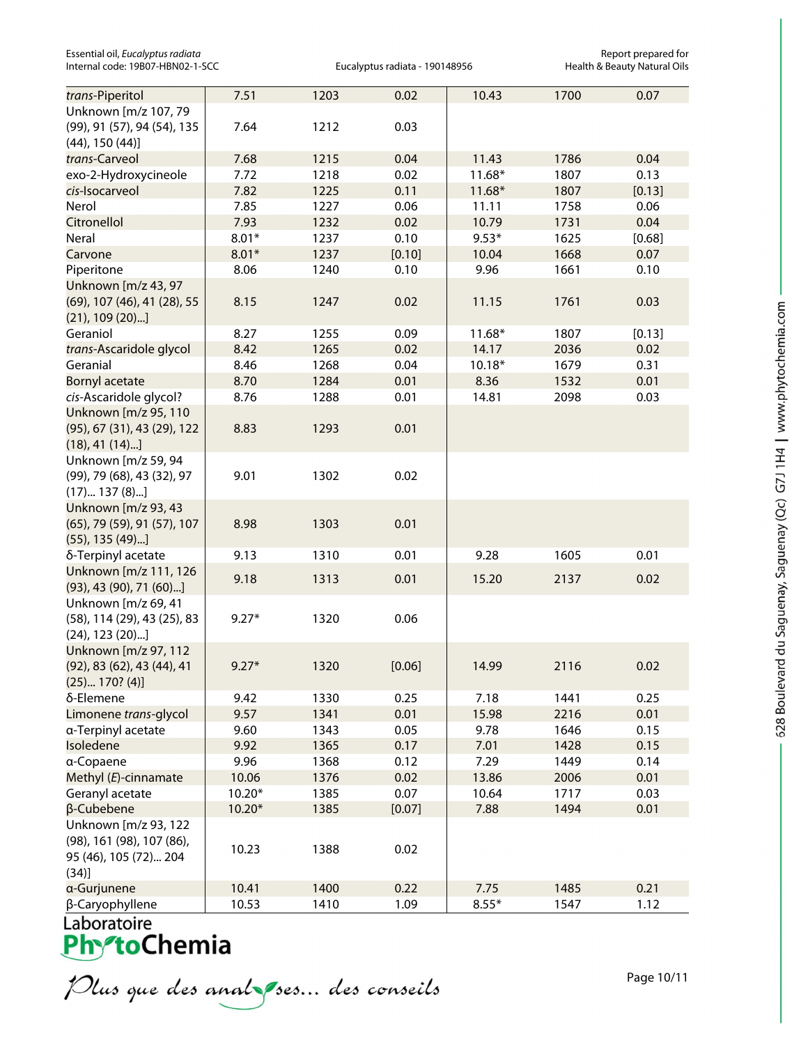| | | | | | | |
|---|---|---|---|---|---|---|
| *trans*-Piperitol | 7.51 | 1203 | 0.02 | 10.43 | 1700 | 0.07 |
| Unknown [m/z 107, 79 (99), 91 (57), 94 (54), 135 (44), 150 (44)] | 7.64 | 1212 | 0.03 | | | |
| *trans*-Carveol | 7.68 | 1215 | 0.04 | 11.43 | 1786 | 0.04 |
| exo-2-Hydroxycineole | 7.72 | 1218 | 0.02 | 11.68* | 1807 | 0.13 |
| *cis*-Isocarveol | 7.82 | 1225 | 0.11 | 11.68* | 1807 | [0.13] |
| Nerol | 7.85 | 1227 | 0.06 | 11.11 | 1758 | 0.06 |
| Citronellol | 7.93 | 1232 | 0.02 | 10.79 | 1731 | 0.04 |
| Neral | 8.01* | 1237 | 0.10 | 9.53* | 1625 | [0.68] |
| Carvone | 8.01* | 1237 | [0.10] | 10.04 | 1668 | 0.07 |
| Piperitone | 8.06 | 1240 | 0.10 | 9.96 | 1661 | 0.10 |
| Unknown [m/z 43, 97 (69), 107 (46), 41 (28), 55 (21), 109 (20)...] | 8.15 | 1247 | 0.02 | 11.15 | 1761 | 0.03 |
| Geraniol | 8.27 | 1255 | 0.09 | 11.68* | 1807 | [0.13] |
| *trans*-Ascaridole glycol | 8.42 | 1265 | 0.02 | 14.17 | 2036 | 0.02 |
| Geranial | 8.46 | 1268 | 0.04 | 10.18* | 1679 | 0.31 |
| Bornyl acetate | 8.70 | 1284 | 0.01 | 8.36 | 1532 | 0.01 |
| *cis*-Ascaridole glycol? | 8.76 | 1288 | 0.01 | 14.81 | 2098 | 0.03 |
| Unknown [m/z 95, 110 (95), 67 (31), 43 (29), 122 (18), 41 (14)...] | 8.83 | 1293 | 0.01 | | | |
| Unknown [m/z 59, 94 (99), 79 (68), 43 (32), 97 (17)... 137 (8)...] | 9.01 | 1302 | 0.02 | | | |
| Unknown [m/z 93, 43 (65), 79 (59), 91 (57), 107 (55), 135 (49)...] | 8.98 | 1303 | 0.01 | | | |
| δ-Terpinyl acetate | 9.13 | 1310 | 0.01 | 9.28 | 1605 | 0.01 |
| Unknown [m/z 111, 126 (93), 43 (90), 71 (60)...] | 9.18 | 1313 | 0.01 | 15.20 | 2137 | 0.02 |
| Unknown [m/z 69, 41 (58), 114 (29), 43 (25), 83 (24), 123 (20)...] | 9.27* | 1320 | 0.06 | | | |
| Unknown [m/z 97, 112 (92), 83 (62), 43 (44), 41 (25)... 170? (4)] | 9.27* | 1320 | [0.06] | 14.99 | 2116 | 0.02 |
| δ-Elemene | 9.42 | 1330 | 0.25 | 7.18 | 1441 | 0.25 |
| Limonene *trans*-glycol | 9.57 | 1341 | 0.01 | 15.98 | 2216 | 0.01 |
| α-Terpinyl acetate | 9.60 | 1343 | 0.05 | 9.78 | 1646 | 0.15 |
| Isoledene | 9.92 | 1365 | 0.17 | 7.01 | 1428 | 0.15 |
| α-Copaene | 9.96 | 1368 | 0.12 | 7.29 | 1449 | 0.14 |
| Methyl (*E*)-cinnamate | 10.06 | 1376 | 0.02 | 13.86 | 2006 | 0.01 |
| Geranyl acetate | 10.20* | 1385 | 0.07 | 10.64 | 1717 | 0.03 |
| β-Cubebene | 10.20* | 1385 | [0.07] | 7.88 | 1494 | 0.01 |
| Unknown [m/z 93, 122 (98), 161 (98), 107 (86), 95 (46), 105 (72)... 204 (34)] | 10.23 | 1388 | 0.02 | | | |
| α-Gurjunene | 10.41 | 1400 | 0.22 | 7.75 | 1485 | 0.21 |
| β-Caryophyllene | 10.53 | 1410 | 1.09 | 8.55* | 1547 | 1.12 |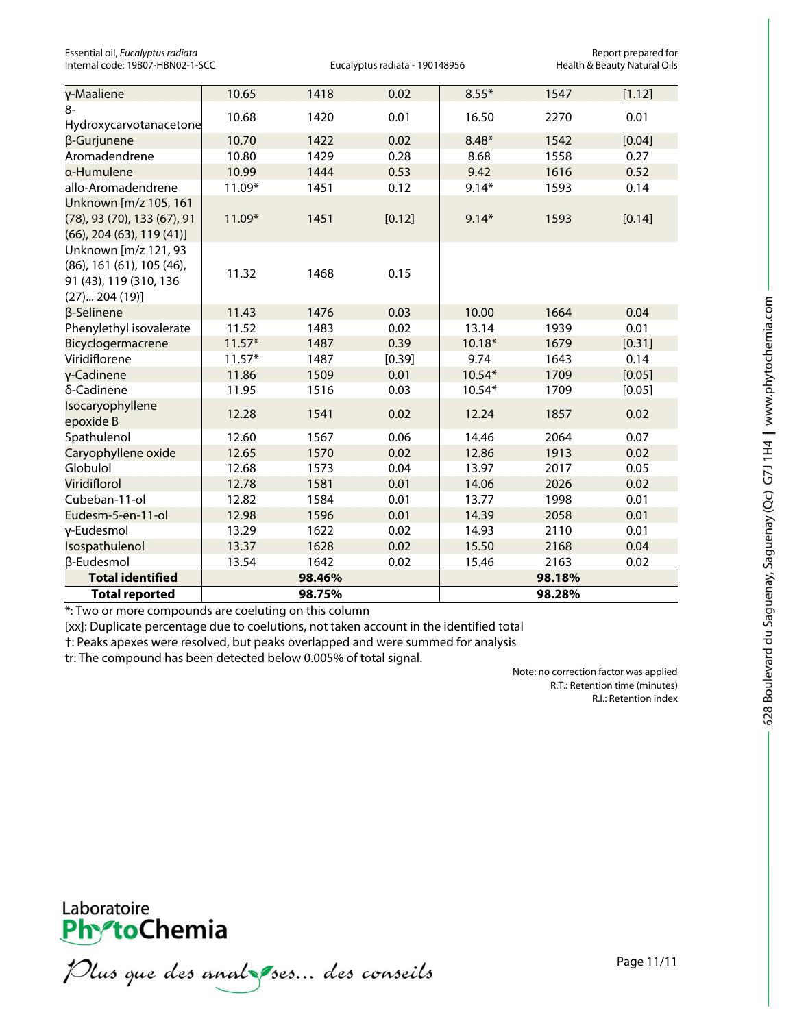| | | | | | | |
|---|---|---|---|---|---|---|
| γ-Maaliene | 10.65 | 1418 | 0.02 | 8.55* | 1547 | [1.12] |
| 8-Hydroxycarvotanacetone | 10.68 | 1420 | 0.01 | 16.50 | 2270 | 0.01 |
| β-Gurjunene | 10.70 | 1422 | 0.02 | 8.48* | 1542 | [0.04] |
| Aromadendrene | 10.80 | 1429 | 0.28 | 8.68 | 1558 | 0.27 |
| α-Humulene | 10.99 | 1444 | 0.53 | 9.42 | 1616 | 0.52 |
| allo-Aromadendrene | 11.09* | 1451 | 0.12 | 9.14* | 1593 | 0.14 |
| Unknown [m/z 105, 161 (78), 93 (70), 133 (67), 91 (66), 204 (63), 119 (41)] | 11.09* | 1451 | [0.12] | 9.14* | 1593 | [0.14] |
| Unknown [m/z 121, 93 (86), 161 (61), 105 (46), 91 (43), 119 (310, 136 (27)... 204 (19)] | 11.32 | 1468 | 0.15 | | | |
| β-Selinene | 11.43 | 1476 | 0.03 | 10.00 | 1664 | 0.04 |
| Phenylethyl isovalerate | 11.52 | 1483 | 0.02 | 13.14 | 1939 | 0.01 |
| Bicyclogermacrene | 11.57* | 1487 | 0.39 | 10.18* | 1679 | [0.31] |
| Viridiflorene | 11.57* | 1487 | [0.39] | 9.74 | 1643 | 0.14 |
| γ-Cadinene | 11.86 | 1509 | 0.01 | 10.54* | 1709 | [0.05] |
| δ-Cadinene | 11.95 | 1516 | 0.03 | 10.54* | 1709 | [0.05] |
| Isocaryophyllene epoxide B | 12.28 | 1541 | 0.02 | 12.24 | 1857 | 0.02 |
| Spathulenol | 12.60 | 1567 | 0.06 | 14.46 | 2064 | 0.07 |
| Caryophyllene oxide | 12.65 | 1570 | 0.02 | 12.86 | 1913 | 0.02 |
| Globulol | 12.68 | 1573 | 0.04 | 13.97 | 2017 | 0.05 |
| Viridiflorol | 12.78 | 1581 | 0.01 | 14.06 | 2026 | 0.02 |
| Cubeban-11-ol | 12.82 | 1584 | 0.01 | 13.77 | 1998 | 0.01 |
| Eudesm-5-en-11-ol | 12.98 | 1596 | 0.01 | 14.39 | 2058 | 0.01 |
| γ-Eudesmol | 13.29 | 1622 | 0.02 | 14.93 | 2110 | 0.01 |
| Isospathulenol | 13.37 | 1628 | 0.02 | 15.50 | 2168 | 0.04 |
| β-Eudesmol | 13.54 | 1642 | 0.02 | 15.46 | 2163 | 0.02 |
| **Total identified** | | **98.46%** | | | **98.18%** | |
| **Total reported** | | **98.75%** | | | **98.28%** | |

*: Two or more compounds are coeluting on this column

[xx]: Duplicate percentage due to coelutions, not taken account in the identified total

†: Peaks apexes were resolved, but peaks overlapped and were summed for analysis

tr: The compound has been detected below 0.005% of total signal.

Note: no correction factor was applied
R.T.: Retention time (minutes)
R.I.: Retention index

Laboratoire PhytoChemia

*Plus que des analyses... des conseils*